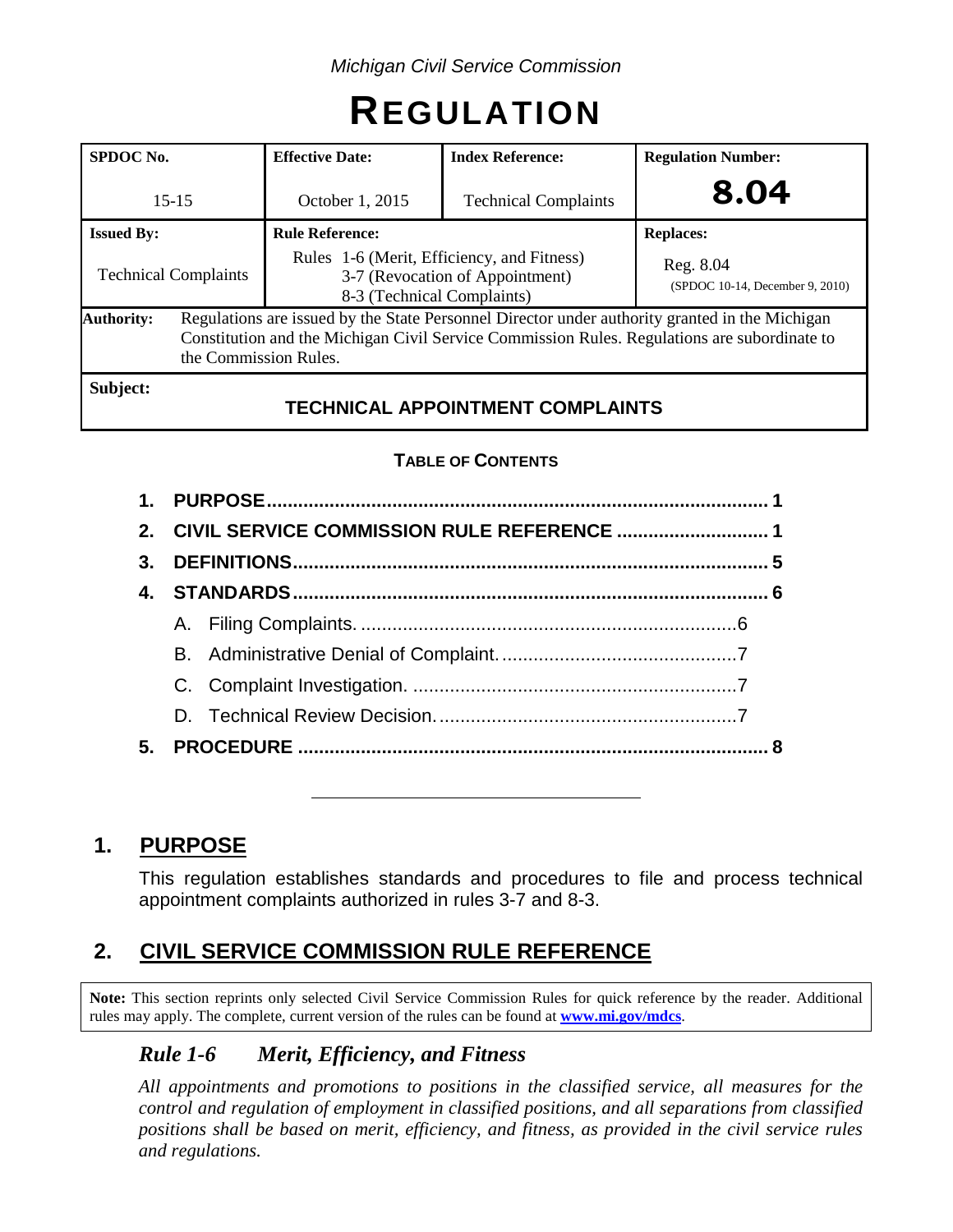*Michigan Civil Service Commission*

# REGULATION

| SPDOC No. | Effective Date: | Index Reference: | Regulation Number: |
|---|---|---|---|
| 15-15 | October 1, 2015 | Technical Complaints | **8.04** |
| **Issued By:** | **Rule Reference:** | | **Replaces:** |
| Technical Complaints | Rules 1-6 (Merit, Efficiency, and Fitness) 3-7 (Revocation of Appointment) 8-3 (Technical Complaints) | | Reg. 8.04 (SPDOC 10-14, December 9, 2010) |
| **Authority:** | Regulations are issued by the State Personnel Director under authority granted in the Michigan Constitution and the Michigan Civil Service Commission Rules. Regulations are subordinate to the Commission Rules. | | |
| **Subject:** | **TECHNICAL APPOINTMENT COMPLAINTS** | | |

**TABLE OF CONTENTS**

1. **PURPOSE** ..... 1
2. **CIVIL SERVICE COMMISSION RULE REFERENCE** ..... 1
3. **DEFINITIONS** ..... 5
4. **STANDARDS** ..... 6
   - A. Filing Complaints. ..... 6
   - B. Administrative Denial of Complaint. ..... 7
   - C. Complaint Investigation. ..... 7
   - D. Technical Review Decision. ..... 7
5. **PROCEDURE** ..... 8

---

## 1. PURPOSE

This regulation establishes standards and procedures to file and process technical appointment complaints authorized in rules 3-7 and 8-3.

## 2. CIVIL SERVICE COMMISSION RULE REFERENCE

**Note:** This section reprints only selected Civil Service Commission Rules for quick reference by the reader. Additional rules may apply. The complete, current version of the rules can be found at **www.mi.gov/mdcs**.

### *Rule 1-6 Merit, Efficiency, and Fitness*

*All appointments and promotions to positions in the classified service, all measures for the control and regulation of employment in classified positions, and all separations from classified positions shall be based on merit, efficiency, and fitness, as provided in the civil service rules and regulations.*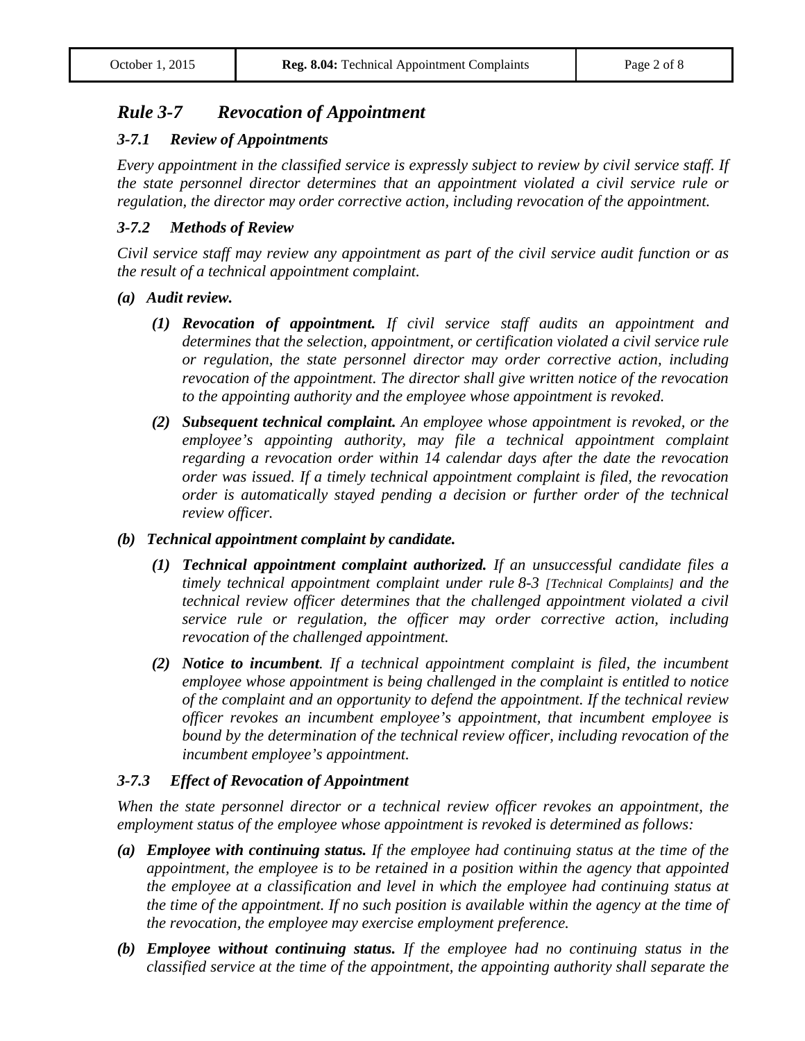## *Rule 3-7 Revocation of Appointment*

### *3-7.1 Review of Appointments*

*Every appointment in the classified service is expressly subject to review by civil service staff. If the state personnel director determines that an appointment violated a civil service rule or regulation, the director may order corrective action, including revocation of the appointment.*

### *3-7.2 Methods of Review*

*Civil service staff may review any appointment as part of the civil service audit function or as the result of a technical appointment complaint.*

***(a) Audit review.***

> ***(1) Revocation of appointment.*** *If civil service staff audits an appointment and determines that the selection, appointment, or certification violated a civil service rule or regulation, the state personnel director may order corrective action, including revocation of the appointment. The director shall give written notice of the revocation to the appointing authority and the employee whose appointment is revoked.*
>
> ***(2) Subsequent technical complaint.*** *An employee whose appointment is revoked, or the employee's appointing authority, may file a technical appointment complaint regarding a revocation order within 14 calendar days after the date the revocation order was issued. If a timely technical appointment complaint is filed, the revocation order is automatically stayed pending a decision or further order of the technical review officer.*

***(b) Technical appointment complaint by candidate.***

> ***(1) Technical appointment complaint authorized.*** *If an unsuccessful candidate files a timely technical appointment complaint under rule 8-3 [Technical Complaints] and the technical review officer determines that the challenged appointment violated a civil service rule or regulation, the officer may order corrective action, including revocation of the challenged appointment.*
>
> ***(2) Notice to incumbent****. If a technical appointment complaint is filed, the incumbent employee whose appointment is being challenged in the complaint is entitled to notice of the complaint and an opportunity to defend the appointment. If the technical review officer revokes an incumbent employee's appointment, that incumbent employee is bound by the determination of the technical review officer, including revocation of the incumbent employee's appointment.*

### *3-7.3 Effect of Revocation of Appointment*

*When the state personnel director or a technical review officer revokes an appointment, the employment status of the employee whose appointment is revoked is determined as follows:*

***(a) Employee with continuing status.*** *If the employee had continuing status at the time of the appointment, the employee is to be retained in a position within the agency that appointed the employee at a classification and level in which the employee had continuing status at the time of the appointment. If no such position is available within the agency at the time of the revocation, the employee may exercise employment preference.*

***(b) Employee without continuing status.*** *If the employee had no continuing status in the classified service at the time of the appointment, the appointing authority shall separate the*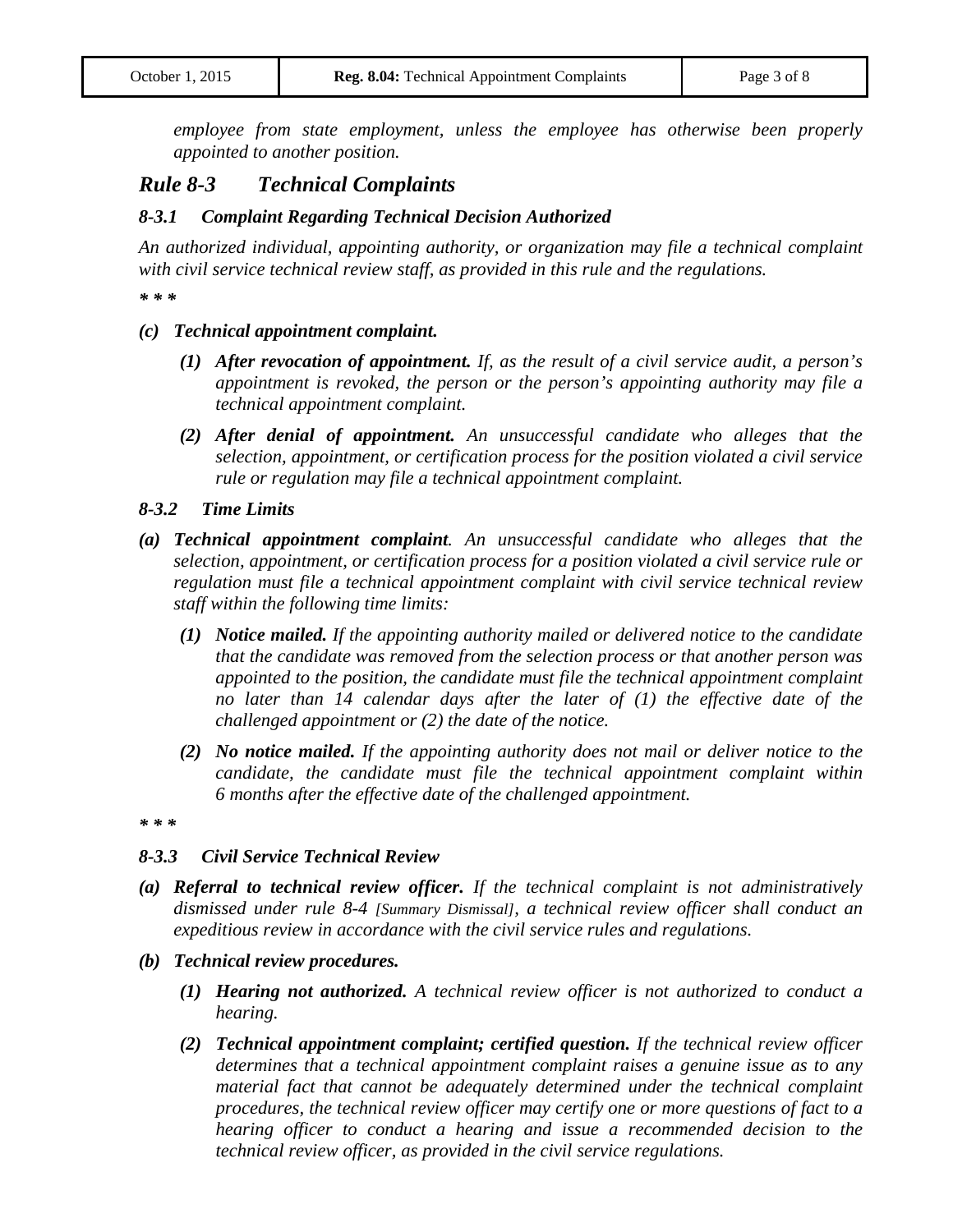*employee from state employment, unless the employee has otherwise been properly appointed to another position.*

## *Rule 8-3 Technical Complaints*

### *8-3.1 Complaint Regarding Technical Decision Authorized*

*An authorized individual, appointing authority, or organization may file a technical complaint with civil service technical review staff, as provided in this rule and the regulations.*

*\* \* \**

***(c) Technical appointment complaint.***

- ***(1) After revocation of appointment.*** *If, as the result of a civil service audit, a person's appointment is revoked, the person or the person's appointing authority may file a technical appointment complaint.*
- ***(2) After denial of appointment.*** *An unsuccessful candidate who alleges that the selection, appointment, or certification process for the position violated a civil service rule or regulation may file a technical appointment complaint.*

### *8-3.2 Time Limits*

***(a) Technical appointment complaint.*** *An unsuccessful candidate who alleges that the selection, appointment, or certification process for a position violated a civil service rule or regulation must file a technical appointment complaint with civil service technical review staff within the following time limits:*

- ***(1) Notice mailed.*** *If the appointing authority mailed or delivered notice to the candidate that the candidate was removed from the selection process or that another person was appointed to the position, the candidate must file the technical appointment complaint no later than 14 calendar days after the later of (1) the effective date of the challenged appointment or (2) the date of the notice.*
- ***(2) No notice mailed.*** *If the appointing authority does not mail or deliver notice to the candidate, the candidate must file the technical appointment complaint within 6 months after the effective date of the challenged appointment.*

*\* \* \**

### *8-3.3 Civil Service Technical Review*

***(a) Referral to technical review officer.*** *If the technical complaint is not administratively dismissed under rule 8-4 [Summary Dismissal], a technical review officer shall conduct an expeditious review in accordance with the civil service rules and regulations.*

***(b) Technical review procedures.***

- ***(1) Hearing not authorized.*** *A technical review officer is not authorized to conduct a hearing.*
- ***(2) Technical appointment complaint; certified question.*** *If the technical review officer determines that a technical appointment complaint raises a genuine issue as to any material fact that cannot be adequately determined under the technical complaint procedures, the technical review officer may certify one or more questions of fact to a hearing officer to conduct a hearing and issue a recommended decision to the technical review officer, as provided in the civil service regulations.*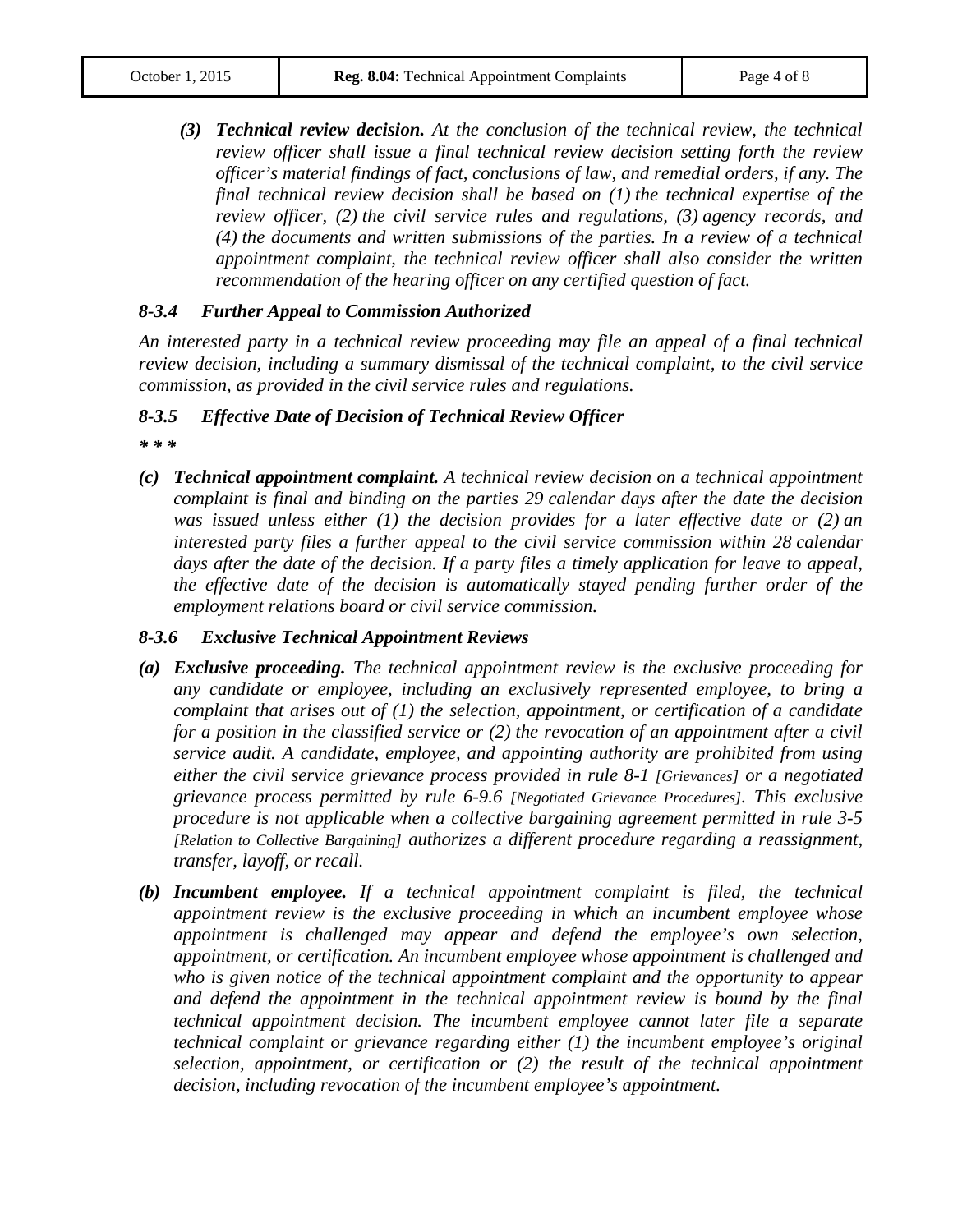*(3)* ***Technical review decision.*** *At the conclusion of the technical review, the technical review officer shall issue a final technical review decision setting forth the review officer's material findings of fact, conclusions of law, and remedial orders, if any. The final technical review decision shall be based on (1) the technical expertise of the review officer, (2) the civil service rules and regulations, (3) agency records, and (4) the documents and written submissions of the parties. In a review of a technical appointment complaint, the technical review officer shall also consider the written recommendation of the hearing officer on any certified question of fact.*

### *8-3.4 Further Appeal to Commission Authorized*

*An interested party in a technical review proceeding may file an appeal of a final technical review decision, including a summary dismissal of the technical complaint, to the civil service commission, as provided in the civil service rules and regulations.*

### *8-3.5 Effective Date of Decision of Technical Review Officer*

*\* \* \**

*(c)* ***Technical appointment complaint.*** *A technical review decision on a technical appointment complaint is final and binding on the parties 29 calendar days after the date the decision was issued unless either (1) the decision provides for a later effective date or (2) an interested party files a further appeal to the civil service commission within 28 calendar days after the date of the decision. If a party files a timely application for leave to appeal, the effective date of the decision is automatically stayed pending further order of the employment relations board or civil service commission.*

### *8-3.6 Exclusive Technical Appointment Reviews*

*(a)* ***Exclusive proceeding.*** *The technical appointment review is the exclusive proceeding for any candidate or employee, including an exclusively represented employee, to bring a complaint that arises out of (1) the selection, appointment, or certification of a candidate for a position in the classified service or (2) the revocation of an appointment after a civil service audit. A candidate, employee, and appointing authority are prohibited from using either the civil service grievance process provided in rule 8-1 [Grievances] or a negotiated grievance process permitted by rule 6-9.6 [Negotiated Grievance Procedures]. This exclusive procedure is not applicable when a collective bargaining agreement permitted in rule 3-5 [Relation to Collective Bargaining] authorizes a different procedure regarding a reassignment, transfer, layoff, or recall.*

*(b)* ***Incumbent employee.*** *If a technical appointment complaint is filed, the technical appointment review is the exclusive proceeding in which an incumbent employee whose appointment is challenged may appear and defend the employee's own selection, appointment, or certification. An incumbent employee whose appointment is challenged and who is given notice of the technical appointment complaint and the opportunity to appear and defend the appointment in the technical appointment review is bound by the final technical appointment decision. The incumbent employee cannot later file a separate technical complaint or grievance regarding either (1) the incumbent employee's original selection, appointment, or certification or (2) the result of the technical appointment decision, including revocation of the incumbent employee's appointment.*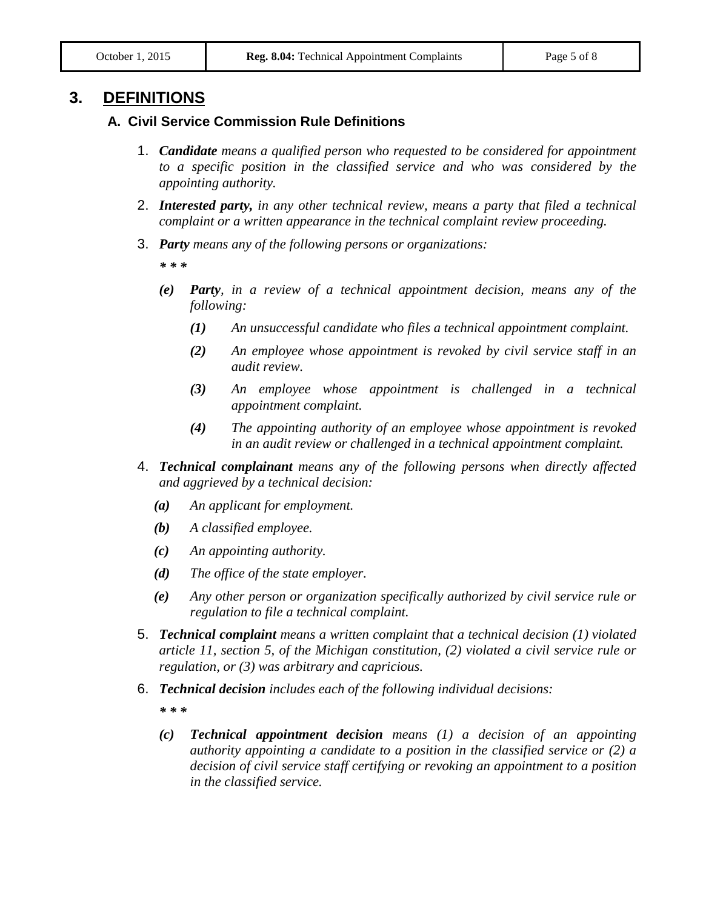## 3. DEFINITIONS

### A. Civil Service Commission Rule Definitions

1. ***Candidate*** *means a qualified person who requested to be considered for appointment to a specific position in the classified service and who was considered by the appointing authority.*
2. ***Interested party,*** *in any other technical review, means a party that filed a technical complaint or a written appearance in the technical complaint review proceeding.*
3. ***Party*** *means any of the following persons or organizations:*

   *\* \* \**

   ***(e)*** ***Party****, in a review of a technical appointment decision, means any of the following:*

   ***(1)*** *An unsuccessful candidate who files a technical appointment complaint.*

   ***(2)*** *An employee whose appointment is revoked by civil service staff in an audit review.*

   ***(3)*** *An employee whose appointment is challenged in a technical appointment complaint.*

   ***(4)*** *The appointing authority of an employee whose appointment is revoked in an audit review or challenged in a technical appointment complaint.*
4. ***Technical complainant*** *means any of the following persons when directly affected and aggrieved by a technical decision:*

   ***(a)*** *An applicant for employment.*

   ***(b)*** *A classified employee.*

   ***(c)*** *An appointing authority.*

   ***(d)*** *The office of the state employer.*

   ***(e)*** *Any other person or organization specifically authorized by civil service rule or regulation to file a technical complaint.*
5. ***Technical complaint*** *means a written complaint that a technical decision (1) violated article 11, section 5, of the Michigan constitution, (2) violated a civil service rule or regulation, or (3) was arbitrary and capricious.*
6. ***Technical decision*** *includes each of the following individual decisions:*

   *\* \* \**

   ***(c)*** ***Technical appointment decision*** *means (1) a decision of an appointing authority appointing a candidate to a position in the classified service or (2) a decision of civil service staff certifying or revoking an appointment to a position in the classified service.*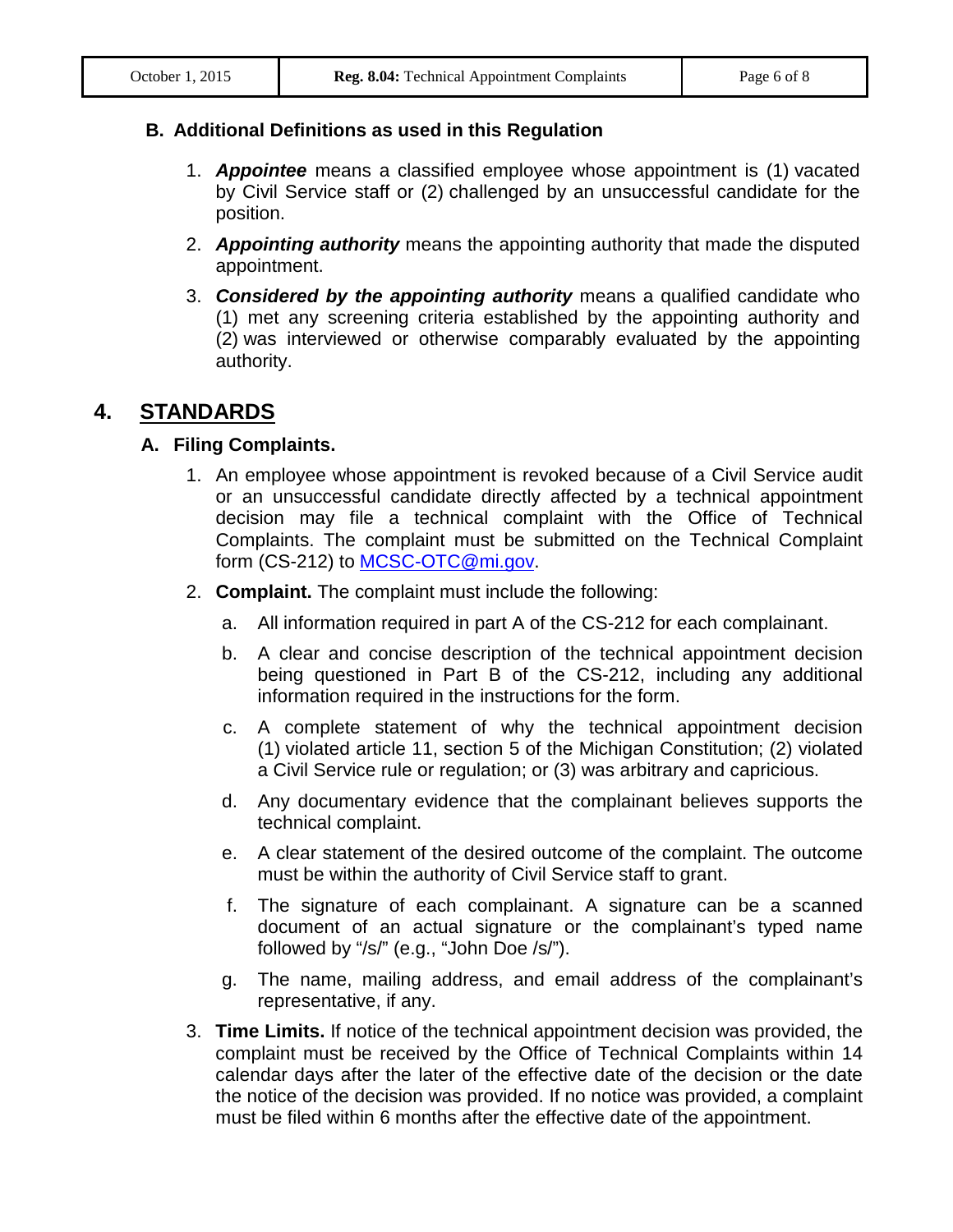### B. Additional Definitions as used in this Regulation

1. ***Appointee*** means a classified employee whose appointment is (1) vacated by Civil Service staff or (2) challenged by an unsuccessful candidate for the position.
2. ***Appointing authority*** means the appointing authority that made the disputed appointment.
3. ***Considered by the appointing authority*** means a qualified candidate who (1) met any screening criteria established by the appointing authority and (2) was interviewed or otherwise comparably evaluated by the appointing authority.

## 4. STANDARDS

### A. Filing Complaints.

1. An employee whose appointment is revoked because of a Civil Service audit or an unsuccessful candidate directly affected by a technical appointment decision may file a technical complaint with the Office of Technical Complaints. The complaint must be submitted on the Technical Complaint form (CS-212) to [MCSC-OTC@mi.gov](mailto:MCSC-OTC@mi.gov).
2. **Complaint.** The complaint must include the following:
   a. All information required in part A of the CS-212 for each complainant.
   b. A clear and concise description of the technical appointment decision being questioned in Part B of the CS-212, including any additional information required in the instructions for the form.
   c. A complete statement of why the technical appointment decision (1) violated article 11, section 5 of the Michigan Constitution; (2) violated a Civil Service rule or regulation; or (3) was arbitrary and capricious.
   d. Any documentary evidence that the complainant believes supports the technical complaint.
   e. A clear statement of the desired outcome of the complaint. The outcome must be within the authority of Civil Service staff to grant.
   f. The signature of each complainant. A signature can be a scanned document of an actual signature or the complainant's typed name followed by "/s/" (e.g., "John Doe /s/").
   g. The name, mailing address, and email address of the complainant's representative, if any.
3. **Time Limits.** If notice of the technical appointment decision was provided, the complaint must be received by the Office of Technical Complaints within 14 calendar days after the later of the effective date of the decision or the date the notice of the decision was provided. If no notice was provided, a complaint must be filed within 6 months after the effective date of the appointment.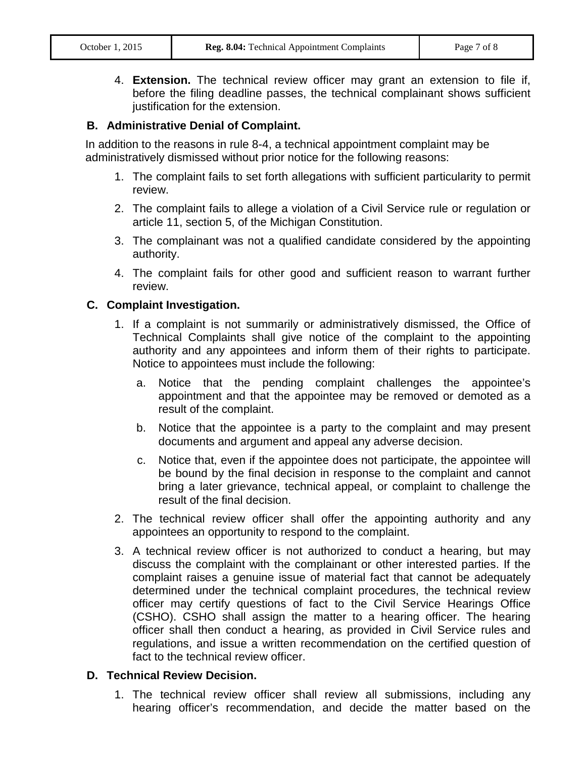4. **Extension.** The technical review officer may grant an extension to file if, before the filing deadline passes, the technical complainant shows sufficient justification for the extension.

### B. Administrative Denial of Complaint.

In addition to the reasons in rule 8-4, a technical appointment complaint may be administratively dismissed without prior notice for the following reasons:

1. The complaint fails to set forth allegations with sufficient particularity to permit review.
2. The complaint fails to allege a violation of a Civil Service rule or regulation or article 11, section 5, of the Michigan Constitution.
3. The complainant was not a qualified candidate considered by the appointing authority.
4. The complaint fails for other good and sufficient reason to warrant further review.

### C. Complaint Investigation.

1. If a complaint is not summarily or administratively dismissed, the Office of Technical Complaints shall give notice of the complaint to the appointing authority and any appointees and inform them of their rights to participate. Notice to appointees must include the following:
   a. Notice that the pending complaint challenges the appointee's appointment and that the appointee may be removed or demoted as a result of the complaint.
   b. Notice that the appointee is a party to the complaint and may present documents and argument and appeal any adverse decision.
   c. Notice that, even if the appointee does not participate, the appointee will be bound by the final decision in response to the complaint and cannot bring a later grievance, technical appeal, or complaint to challenge the result of the final decision.
2. The technical review officer shall offer the appointing authority and any appointees an opportunity to respond to the complaint.
3. A technical review officer is not authorized to conduct a hearing, but may discuss the complaint with the complainant or other interested parties. If the complaint raises a genuine issue of material fact that cannot be adequately determined under the technical complaint procedures, the technical review officer may certify questions of fact to the Civil Service Hearings Office (CSHO). CSHO shall assign the matter to a hearing officer. The hearing officer shall then conduct a hearing, as provided in Civil Service rules and regulations, and issue a written recommendation on the certified question of fact to the technical review officer.

### D. Technical Review Decision.

1. The technical review officer shall review all submissions, including any hearing officer's recommendation, and decide the matter based on the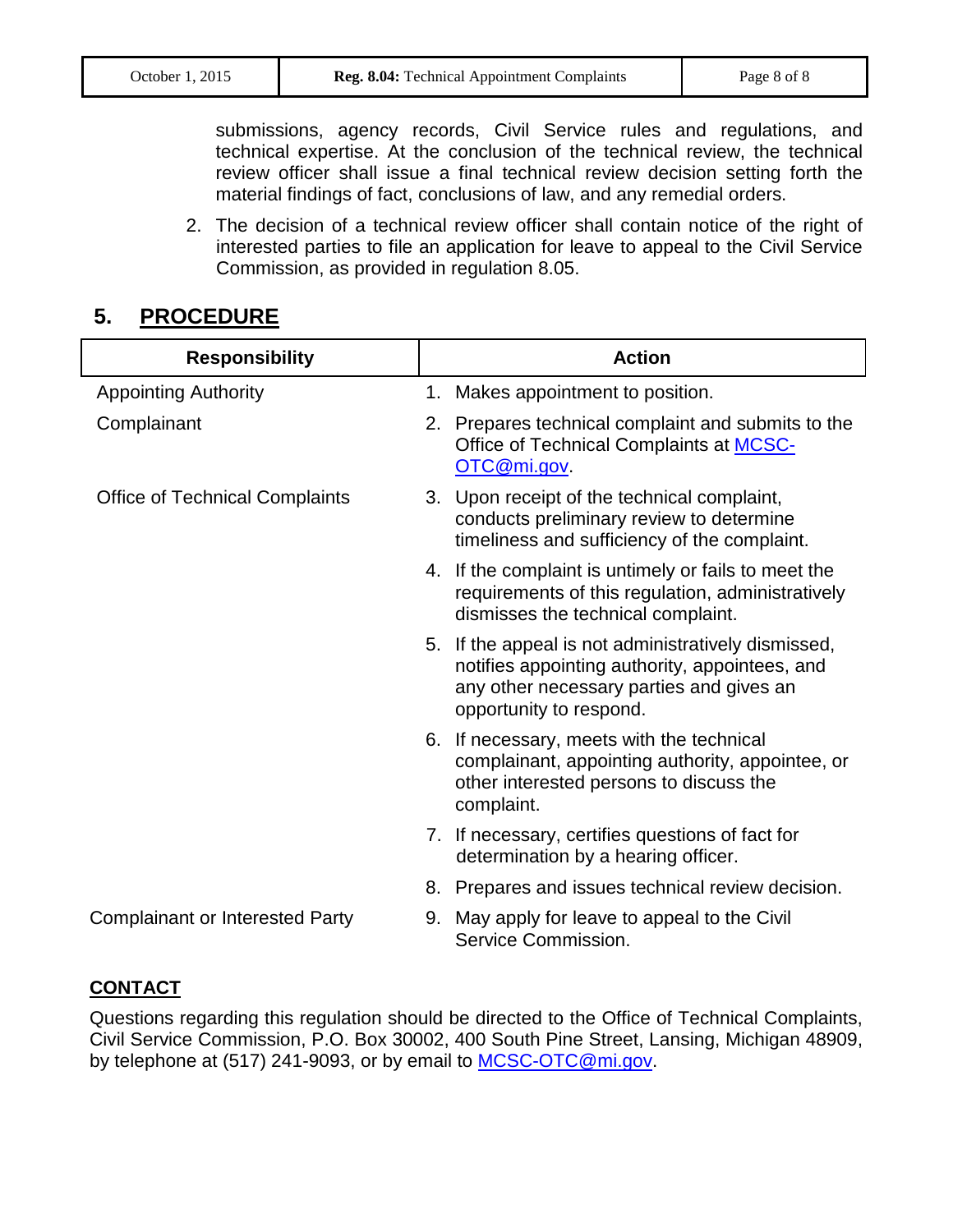submissions, agency records, Civil Service rules and regulations, and technical expertise. At the conclusion of the technical review, the technical review officer shall issue a final technical review decision setting forth the material findings of fact, conclusions of law, and any remedial orders.

2. The decision of a technical review officer shall contain notice of the right of interested parties to file an application for leave to appeal to the Civil Service Commission, as provided in regulation 8.05.

## 5. PROCEDURE

| Responsibility | Action |
|---|---|
| Appointing Authority | 1. Makes appointment to position. |
| Complainant | 2. Prepares technical complaint and submits to the Office of Technical Complaints at MCSC-OTC@mi.gov. |
| Office of Technical Complaints | 3. Upon receipt of the technical complaint, conducts preliminary review to determine timeliness and sufficiency of the complaint. |
| | 4. If the complaint is untimely or fails to meet the requirements of this regulation, administratively dismisses the technical complaint. |
| | 5. If the appeal is not administratively dismissed, notifies appointing authority, appointees, and any other necessary parties and gives an opportunity to respond. |
| | 6. If necessary, meets with the technical complainant, appointing authority, appointee, or other interested persons to discuss the complaint. |
| | 7. If necessary, certifies questions of fact for determination by a hearing officer. |
| | 8. Prepares and issues technical review decision. |
| Complainant or Interested Party | 9. May apply for leave to appeal to the Civil Service Commission. |

**CONTACT**

Questions regarding this regulation should be directed to the Office of Technical Complaints, Civil Service Commission, P.O. Box 30002, 400 South Pine Street, Lansing, Michigan 48909, by telephone at (517) 241-9093, or by email to MCSC-OTC@mi.gov.